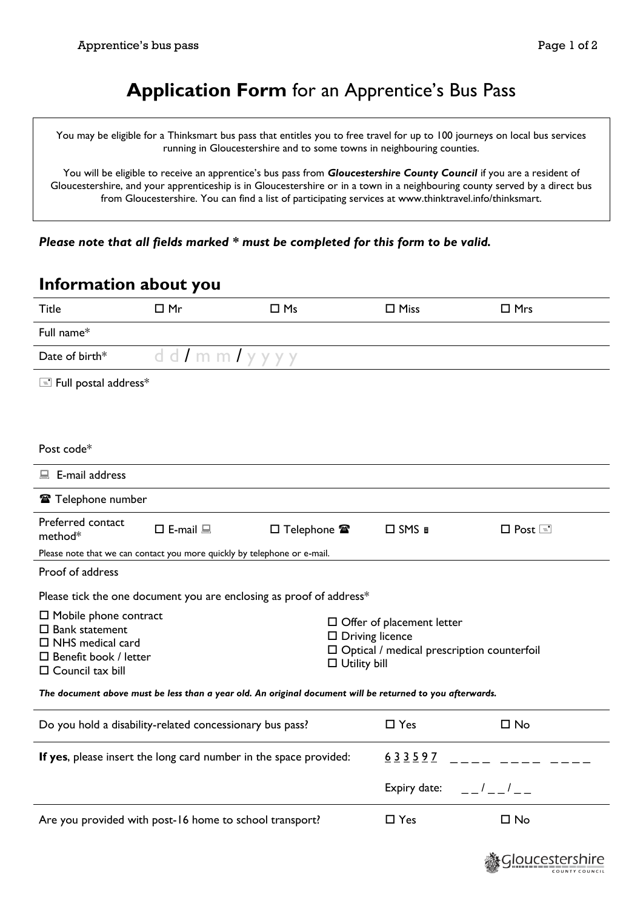# **Application Form** for an Apprentice's Bus Pass

You may be eligible for a Thinksmart bus pass that entitles you to free travel for up to 100 journeys on local bus services running in Gloucestershire and to some towns in neighbouring counties.

You will be eligible to receive an apprentice's bus pass from ***Gloucestershire County Council*** if you are a resident of Gloucestershire, and your apprenticeship is in Gloucestershire or in a town in a neighbouring county served by a direct bus from Gloucestershire. You can find a list of participating services at www.thinktravel.info/thinksmart.

***Please note that all fields marked * must be completed for this form to be valid.***

## Information about you

| Title | ☐ Mr | ☐ Ms | ☐ Miss | ☐ Mrs |
|---|---|---|---|---|
| Full name* | | | | |
| Date of birth* | dd / mm / yyyy | | | |
| Full postal address* | | | | |
| Post code* | | | | |
| E-mail address | | | | |
| Telephone number | | | | |
| Preferred contact method* | ☐ E-mail | ☐ Telephone | ☐ SMS | ☐ Post |

Please note that we can contact you more quickly by telephone or e-mail.

Proof of address

Please tick the one document you are enclosing as proof of address*

☐ Mobile phone contract
☐ Bank statement
☐ NHS medical card
☐ Benefit book / letter
☐ Council tax bill
☐ Offer of placement letter
☐ Driving licence
☐ Optical / medical prescription counterfoil
☐ Utility bill

***The document above must be less than a year old. An original document will be returned to you afterwards.***

| | | |
|---|---|---|
| Do you hold a disability-related concessionary bus pass? | ☐ Yes | ☐ No |
| **If yes**, please insert the long card number in the space provided: | 633597 ____ ____ ____ | |
| | Expiry date: __ / __ / __ | |
| Are you provided with post-16 home to school transport? | ☐ Yes | ☐ No |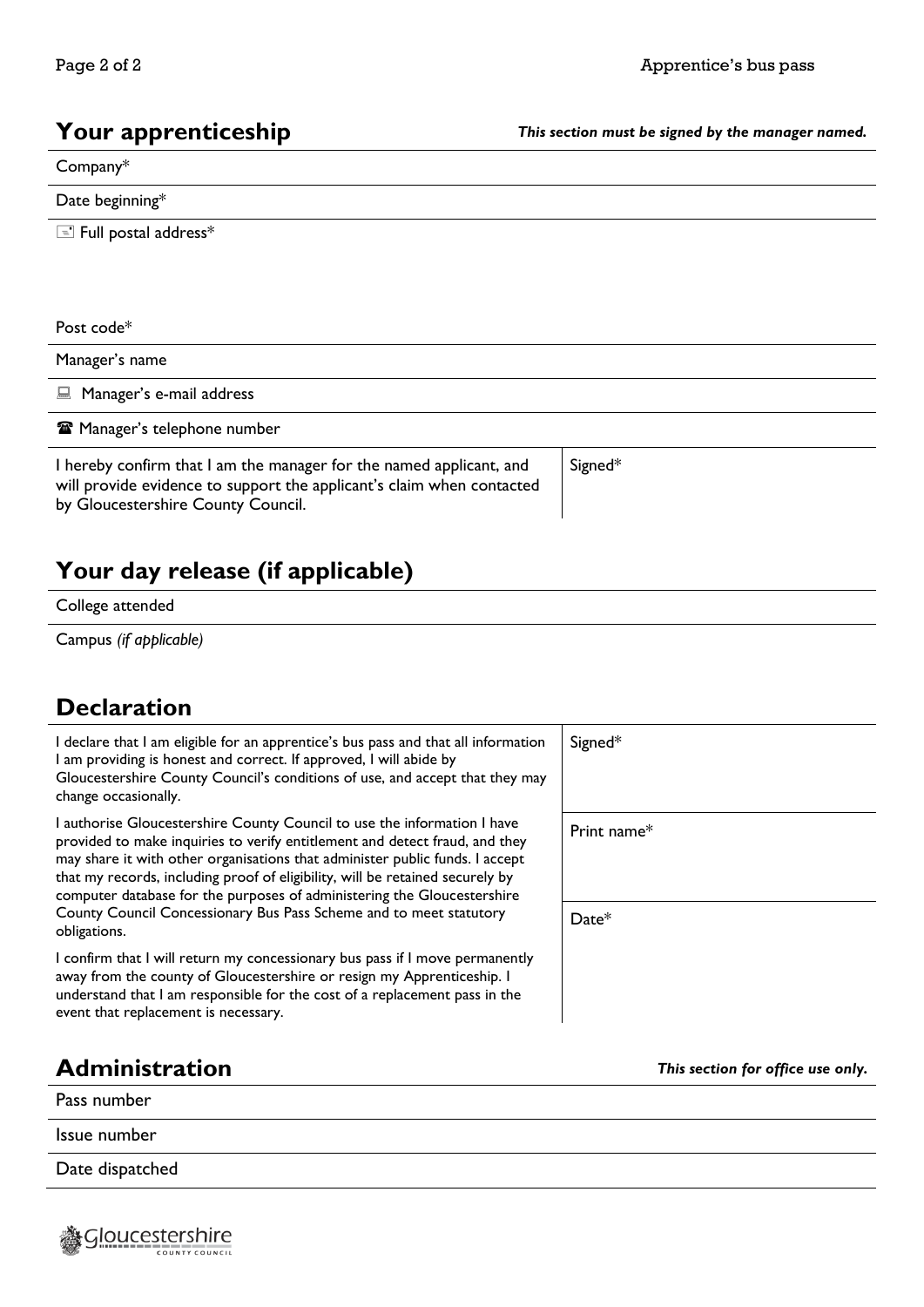## Your apprenticeship

***This section must be signed by the manager named.***

Company*

Date beginning*

Full postal address*

Post code*

Manager's name

Manager's e-mail address

Manager's telephone number

| | |
|---|---|
| I hereby confirm that I am the manager for the named applicant, and will provide evidence to support the applicant's claim when contacted by Gloucestershire County Council. | Signed* |

## Your day release (if applicable)

College attended

Campus *(if applicable)*

## Declaration

| | |
|---|---|
| I declare that I am eligible for an apprentice's bus pass and that all information I am providing is honest and correct. If approved, I will abide by Gloucestershire County Council's conditions of use, and accept that they may change occasionally. | Signed* |
| I authorise Gloucestershire County Council to use the information I have provided to make inquiries to verify entitlement and detect fraud, and they may share it with other organisations that administer public funds. I accept that my records, including proof of eligibility, will be retained securely by computer database for the purposes of administering the Gloucestershire County Council Concessionary Bus Pass Scheme and to meet statutory obligations. | Print name* |
| I confirm that I will return my concessionary bus pass if I move permanently away from the county of Gloucestershire or resign my Apprenticeship. I understand that I am responsible for the cost of a replacement pass in the event that replacement is necessary. | Date* |

## Administration

***This section for office use only.***

Pass number

Issue number

Date dispatched

Gloucestershire County Council